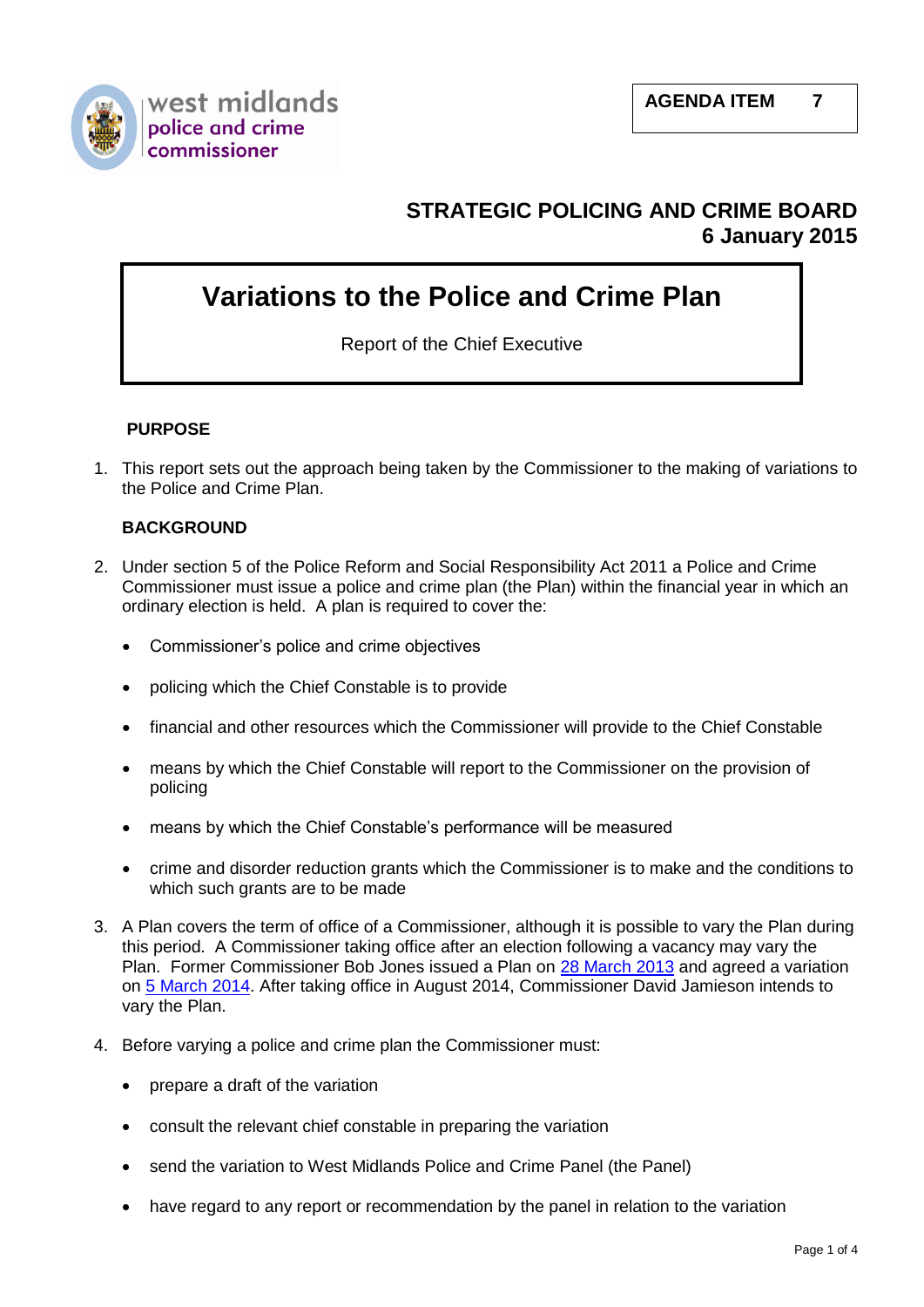west midlands police and crime commissioner

**AGENDA ITEM 7**

**STRATEGIC POLICING AND CRIME BOARD**
**6 January 2015**

# Variations to the Police and Crime Plan

Report of the Chief Executive

## PURPOSE

1. This report sets out the approach being taken by the Commissioner to the making of variations to the Police and Crime Plan.

## BACKGROUND

2. Under section 5 of the Police Reform and Social Responsibility Act 2011 a Police and Crime Commissioner must issue a police and crime plan (the Plan) within the financial year in which an ordinary election is held. A plan is required to cover the:

   - Commissioner's police and crime objectives
   - policing which the Chief Constable is to provide
   - financial and other resources which the Commissioner will provide to the Chief Constable
   - means by which the Chief Constable will report to the Commissioner on the provision of policing
   - means by which the Chief Constable's performance will be measured
   - crime and disorder reduction grants which the Commissioner is to make and the conditions to which such grants are to be made

3. A Plan covers the term of office of a Commissioner, although it is possible to vary the Plan during this period. A Commissioner taking office after an election following a vacancy may vary the Plan. Former Commissioner Bob Jones issued a Plan on 28 March 2013 and agreed a variation on 5 March 2014. After taking office in August 2014, Commissioner David Jamieson intends to vary the Plan.

4. Before varying a police and crime plan the Commissioner must:

   - prepare a draft of the variation
   - consult the relevant chief constable in preparing the variation
   - send the variation to West Midlands Police and Crime Panel (the Panel)
   - have regard to any report or recommendation by the panel in relation to the variation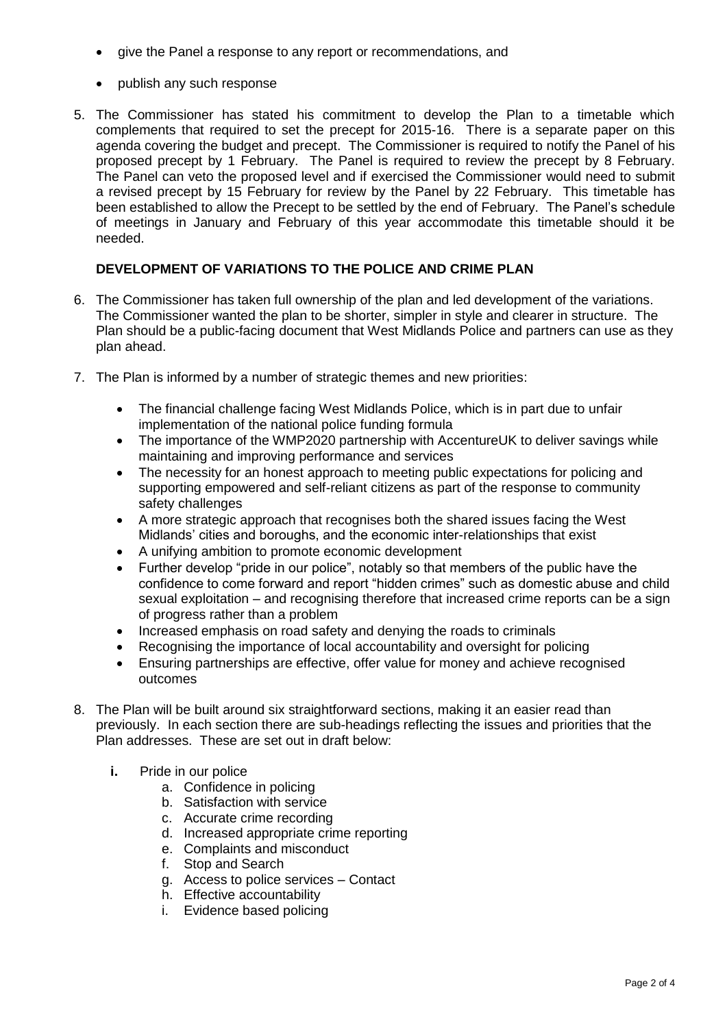- give the Panel a response to any report or recommendations, and
- publish any such response

5. The Commissioner has stated his commitment to develop the Plan to a timetable which complements that required to set the precept for 2015-16. There is a separate paper on this agenda covering the budget and precept. The Commissioner is required to notify the Panel of his proposed precept by 1 February. The Panel is required to review the precept by 8 February. The Panel can veto the proposed level and if exercised the Commissioner would need to submit a revised precept by 15 February for review by the Panel by 22 February. This timetable has been established to allow the Precept to be settled by the end of February. The Panel's schedule of meetings in January and February of this year accommodate this timetable should it be needed.

## DEVELOPMENT OF VARIATIONS TO THE POLICE AND CRIME PLAN

6. The Commissioner has taken full ownership of the plan and led development of the variations. The Commissioner wanted the plan to be shorter, simpler in style and clearer in structure. The Plan should be a public-facing document that West Midlands Police and partners can use as they plan ahead.

7. The Plan is informed by a number of strategic themes and new priorities:
   - The financial challenge facing West Midlands Police, which is in part due to unfair implementation of the national police funding formula
   - The importance of the WMP2020 partnership with AccentureUK to deliver savings while maintaining and improving performance and services
   - The necessity for an honest approach to meeting public expectations for policing and supporting empowered and self-reliant citizens as part of the response to community safety challenges
   - A more strategic approach that recognises both the shared issues facing the West Midlands' cities and boroughs, and the economic inter-relationships that exist
   - A unifying ambition to promote economic development
   - Further develop "pride in our police", notably so that members of the public have the confidence to come forward and report "hidden crimes" such as domestic abuse and child sexual exploitation – and recognising therefore that increased crime reports can be a sign of progress rather than a problem
   - Increased emphasis on road safety and denying the roads to criminals
   - Recognising the importance of local accountability and oversight for policing
   - Ensuring partnerships are effective, offer value for money and achieve recognised outcomes

8. The Plan will be built around six straightforward sections, making it an easier read than previously. In each section there are sub-headings reflecting the issues and priorities that the Plan addresses. These are set out in draft below:

   **i.** Pride in our police
      a. Confidence in policing
      b. Satisfaction with service
      c. Accurate crime recording
      d. Increased appropriate crime reporting
      e. Complaints and misconduct
      f. Stop and Search
      g. Access to police services – Contact
      h. Effective accountability
      i. Evidence based policing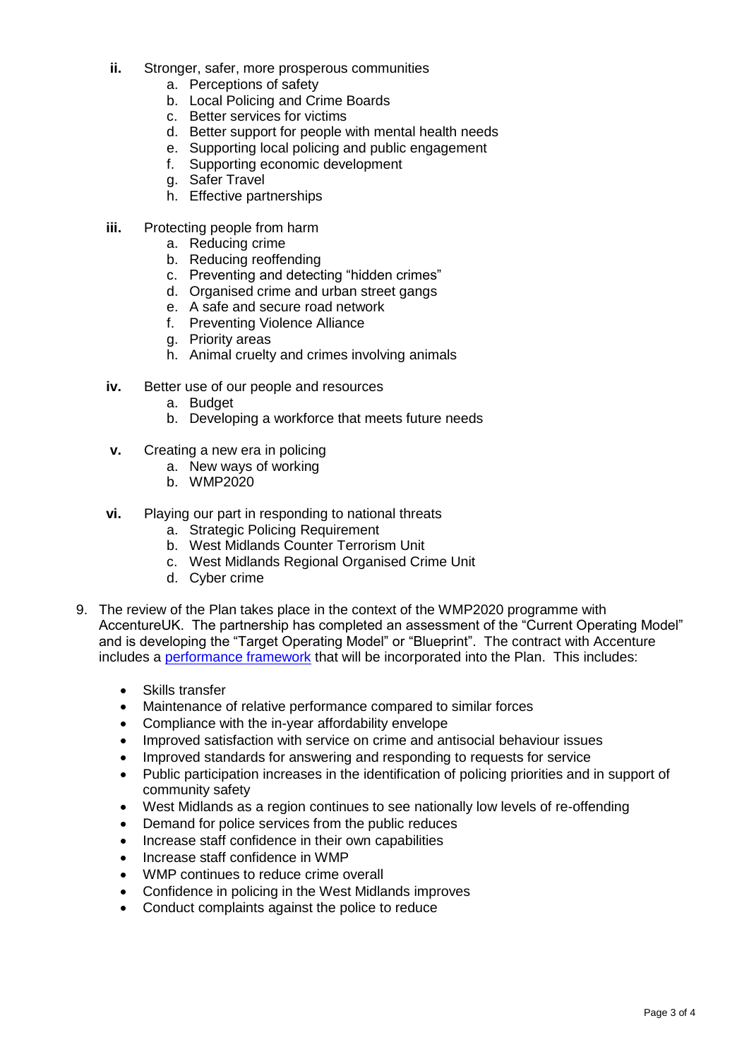**ii.** Stronger, safer, more prosperous communities

a. Perceptions of safety
b. Local Policing and Crime Boards
c. Better services for victims
d. Better support for people with mental health needs
e. Supporting local policing and public engagement
f. Supporting economic development
g. Safer Travel
h. Effective partnerships

**iii.** Protecting people from harm

a. Reducing crime
b. Reducing reoffending
c. Preventing and detecting "hidden crimes"
d. Organised crime and urban street gangs
e. A safe and secure road network
f. Preventing Violence Alliance
g. Priority areas
h. Animal cruelty and crimes involving animals

**iv.** Better use of our people and resources

a. Budget
b. Developing a workforce that meets future needs

**v.** Creating a new era in policing

a. New ways of working
b. WMP2020

**vi.** Playing our part in responding to national threats

a. Strategic Policing Requirement
b. West Midlands Counter Terrorism Unit
c. West Midlands Regional Organised Crime Unit
d. Cyber crime

9. The review of the Plan takes place in the context of the WMP2020 programme with AccentureUK. The partnership has completed an assessment of the "Current Operating Model" and is developing the "Target Operating Model" or "Blueprint". The contract with Accenture includes a performance framework that will be incorporated into the Plan. This includes:

- Skills transfer
- Maintenance of relative performance compared to similar forces
- Compliance with the in-year affordability envelope
- Improved satisfaction with service on crime and antisocial behaviour issues
- Improved standards for answering and responding to requests for service
- Public participation increases in the identification of policing priorities and in support of community safety
- West Midlands as a region continues to see nationally low levels of re-offending
- Demand for police services from the public reduces
- Increase staff confidence in their own capabilities
- Increase staff confidence in WMP
- WMP continues to reduce crime overall
- Confidence in policing in the West Midlands improves
- Conduct complaints against the police to reduce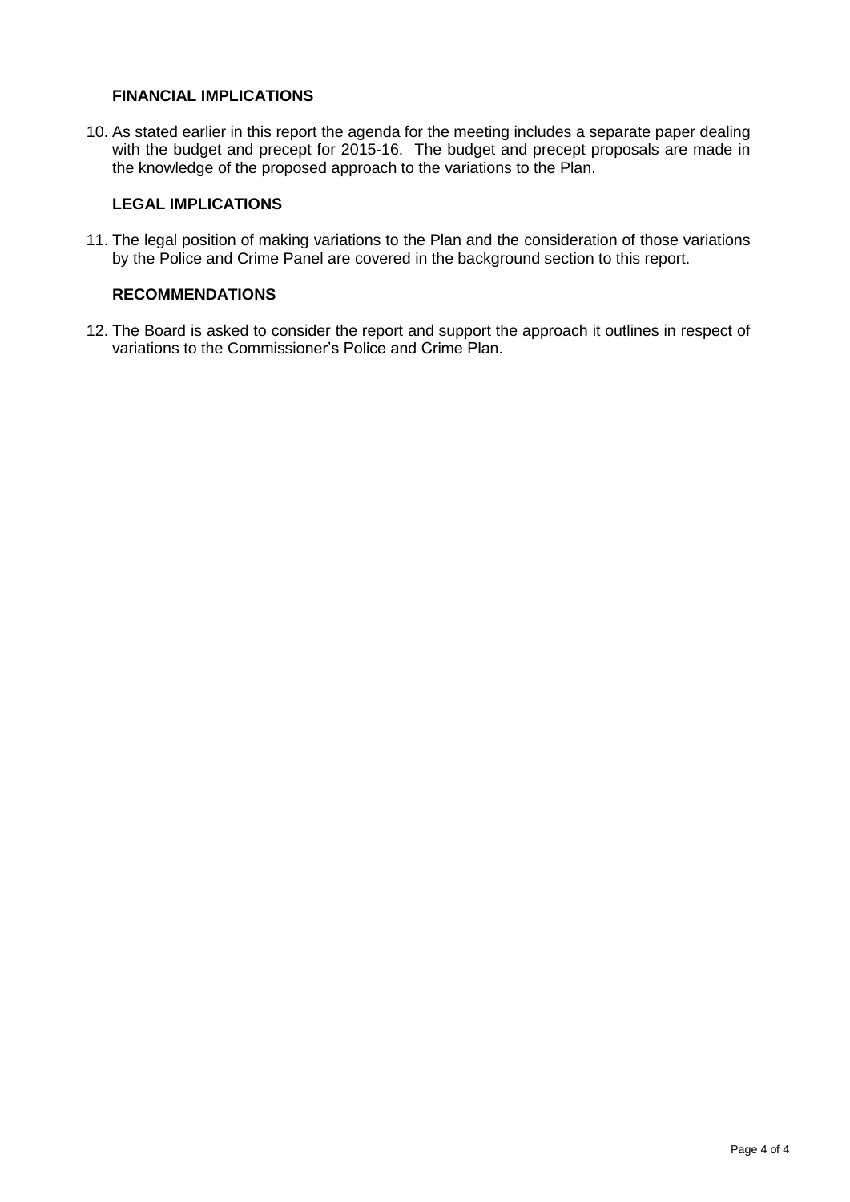## FINANCIAL IMPLICATIONS

10. As stated earlier in this report the agenda for the meeting includes a separate paper dealing with the budget and precept for 2015-16. The budget and precept proposals are made in the knowledge of the proposed approach to the variations to the Plan.

## LEGAL IMPLICATIONS

11. The legal position of making variations to the Plan and the consideration of those variations by the Police and Crime Panel are covered in the background section to this report.

## RECOMMENDATIONS

12. The Board is asked to consider the report and support the approach it outlines in respect of variations to the Commissioner's Police and Crime Plan.